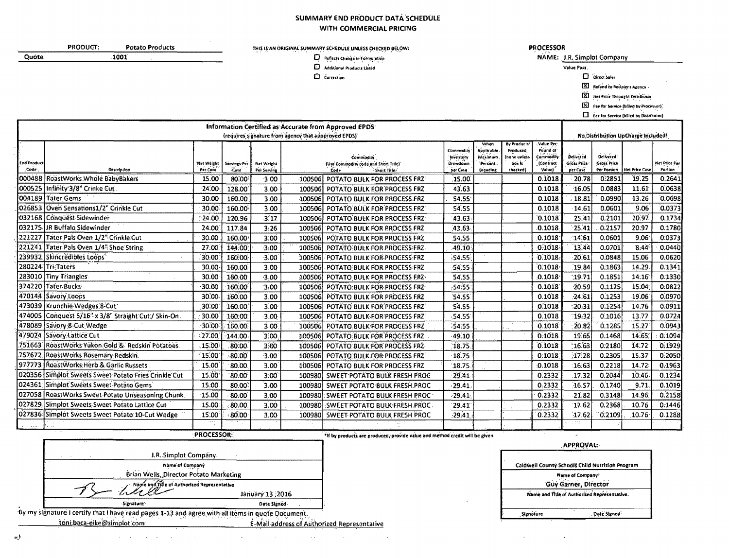# SUMMARY END PRODUCT DATA SCHEDULE
## WITH COMMERCIAL PRICING

**PRODUCT:** Potato Products

**Quote** 1001

THIS IS AN ORIGINAL SUMMARY SCHEDULE UNLESS CHECKED BELOW:

- ☐ Reflects Change in Formulation
- ☐ Additional Products Listed
- ☐ Correction

**PROCESSOR**

**NAME:** J.R. Simplot Company

Value Pass

- ☐ Direct Sales
- ☒ Refund to Recipient Agency
- ☒ Net Price Through Distributor
- ☒ Fee for Service (billed by Processor)
- ☐ Fee for Service (billed by Distributor)

| Information Certified as Accurate from Approved EPDS (requires signature from agency that approved EPDS) | | | | | | | | | | | No Distribution UpCharge Included! | | | |
|---|---|---|---|---|---|---|---|---|---|---|---|---|---|---|
| End Product Code | Description | Net Weight Per Case | Servings Per Case | Net Weight Per Serving | Commodity Code (Use Commodity code and Short Title) | Short Title | Commodity Inventory Drawdown per Case | When Applicable Maximum Percent Breading | By Products Produced (none unless box is checked) | Value Per Pound of Commodity (Contract Value) | Delivered Gross Price per Case | Delivered Gross Price Per Portion | Net Price Case | Net Price Per Portion |
| 000488 | RoastWorks Whole BabyBakers | 15.00 | 80.00 | 3.00 | 100506 | POTATO BULK FOR PROCESS FRZ | 15.00 | | | 0.1018 | 20.78 | 0.2851 | 19.25 | 0.2641 |
| 000525 | Infinity 3/8" Crinke Cut | 24.00 | 128.00 | 3.00 | 100506 | POTATO BULK FOR PROCESS FRZ | 43.63 | | | 0.1018 | 16.05 | 0.0883 | 11.61 | 0.0638 |
| 004189 | Tater Gems | 30.00 | 160.00 | 3.00 | 100506 | POTATO BULK FOR PROCESS FRZ | 54.55 | | | 0.1018 | 18.81 | 0.0990 | 13.26 | 0.0698 |
| 026853 | Oven Sensations1/2" Crinkle Cut | 30.00 | 160.00 | 3.00 | 100506 | POTATO BULK FOR PROCESS FRZ | 54.55 | | | 0.1018 | 14.61 | 0.0601 | 9.06 | 0.0373 |
| 032168 | Conquest Sidewinder | 24.00 | 120.96 | 3.17 | 100506 | POTATO BULK FOR PROCESS FRZ | 43.63 | | | 0.1018 | 25.41 | 0.2101 | 20.97 | 0.1734 |
| 032175 | JR Buffalo Sidewinder | 24.00 | 117.84 | 3.26 | 100506 | POTATO BULK FOR PROCESS FRZ | 43.63 | | | 0.1018 | 25.41 | 0.2157 | 20.97 | 0.1780 |
| 221227 | Tater Pals Oven 1/2" Crinkle Cut | 30.00 | 160.00 | 3.00 | 100506 | POTATO BULK FOR PROCESS FRZ | 54.55 | | | 0.1018 | 14.61 | 0.0601 | 9.06 | 0.0373 |
| 221241 | Tater Pals Oven 1/4" Shoe String | 27.00 | 144.00 | 3.00 | 100506 | POTATO BULK FOR PROCESS FRZ | 49.10 | | | 0.1018 | 13.44 | 0.0701 | 8.44 | 0.0440 |
| 239932 | Skincredibles Loops | 30.00 | 160.00 | 3.00 | 100506 | POTATO BULK FOR PROCESS FRZ | 54.55 | | | 0.1018 | 20.61 | 0.0848 | 15.06 | 0.0620 |
| 280224 | Tri-Taters | 30.00 | 160.00 | 3.00 | 100506 | POTATO BULK FOR PROCESS FRZ | 54.55 | | | 0.1018 | 19.84 | 0.1863 | 14.29 | 0.1341 |
| 283010 | Tiny Triangles | 30.00 | 160.00 | 3.00 | 100506 | POTATO BULK FOR PROCESS FRZ | 54.55 | | | 0.1018 | 19.71 | 0.1851 | 14.16 | 0.1330 |
| 374220 | Tater Bucks | 30.00 | 160.00 | 3.00 | 100506 | POTATO BULK FOR PROCESS FRZ | 54.55 | | | 0.1018 | 20.59 | 0.1125 | 15.04 | 0.0822 |
| 470144 | Savory Loops | 30.00 | 160.00 | 3.00 | 100506 | POTATO BULK FOR PROCESS FRZ | 54.55 | | | 0.1018 | 24.61 | 0.1253 | 19.06 | 0.0970 |
| 473039 | Krunchie Wedges 8-Cut | 30.00 | 160.00 | 3.00 | 100506 | POTATO BULK FOR PROCESS FRZ | 54.55 | | | 0.1018 | 20.31 | 0.1254 | 14.76 | 0.0911 |
| 474005 | Conquest 5/16" x 3/8" Straight Cut / Skin-On | 30.00 | 160.00 | 3.00 | 100506 | POTATO BULK FOR PROCESS FRZ | 54.55 | | | 0.1018 | 19.32 | 0.1016 | 13.77 | 0.0724 |
| 478089 | Savory 8-Cut Wedge | 30.00 | 160.00 | 3.00 | 100506 | POTATO BULK FOR PROCESS FRZ | 54.55 | | | 0.1018 | 20.82 | 0.1285 | 15.27 | 0.0943 |
| 479024 | Savory Lattice Cut | 27.00 | 144.00 | 3.00 | 100506 | POTATO BULK FOR PROCESS FRZ | 49.10 | | | 0.1018 | 19.65 | 0.1468 | 14.65 | 0.1094 |
| 751663 | RoastWorks Yukon Gold & Redskin Potatoes | 15.00 | 80.00 | 3.00 | 100506 | POTATO BULK FOR PROCESS FRZ | 18.75 | | | 0.1018 | 16.63 | 0.2180 | 14.72 | 0.1929 |
| 757672 | RoastWorks Rosemary Redskin | 15.00 | 80.00 | 3.00 | 100506 | POTATO BULK FOR PROCESS FRZ | 18.75 | | | 0.1018 | 17.28 | 0.2305 | 15.37 | 0.2050 |
| 977773 | RoastWorks Herb & Garlic Russets | 15.00 | 80.00 | 3.00 | 100506 | POTATO BULK FOR PROCESS FRZ | 18.75 | | | 0.1018 | 16.63 | 0.2218 | 14.72 | 0.1963 |
| 020356 | Simplot Sweets Sweet Potato Fries Crinkle Cut | 15.00 | 80.00 | 3.00 | 100980 | SWEET POTATO BULK FRESH PROC | 29.41 | | | 0.2332 | 17.32 | 0.2044 | 10.46 | 0.1234 |
| 024361 | Simplot Sweets Sweet Potato Gems | 15.00 | 80.00 | 3.00 | 100980 | SWEET POTATO BULK FRESH PROC | 29.41 | | | 0.2332 | 16.57 | 0.1740 | 9.71 | 0.1019 |
| 027058 | RoastWorks Sweet Potato Unseasoning Chunk | 15.00 | 80.00 | 3.00 | 100980 | SWEET POTATO BULK FRESH PROC | 29.41 | | | 0.2332 | 21.82 | 0.3148 | 14.96 | 0.2158 |
| 027829 | Simplot Sweets Sweet Potato Lattice Cut | 15.00 | 80.00 | 3.00 | 100980 | SWEET POTATO BULK FRESH PROC | 29.41 | | | 0.2332 | 17.62 | 0.2368 | 10.76 | 0.1446 |
| 027836 | Simplot Sweets Sweet Potato 10-Cut Wedge | 15.00 | 80.00 | 3.00 | 100980 | SWEET POTATO BULK FRESH PROC | 29.41 | | | 0.2332 | 17.62 | 0.2109 | 10.76 | 0.1288 |

*If by products are produced, provide value and method credit will be given

**PROCESSOR:**

J.R. Simplot Company
Name of Company

Brian Wells, Director Potato Marketing
Name and Title of Authorized Representative

Signature: [signed] Date Signed: January 13, 2016

By my signature I certify that I have read pages 1-13 and agree with all items in quote Document.

toni.baca-eike@simplot.com
E-Mail address of Authorized Representative

**APPROVAL:**

Caldwell County Schools Child Nutrition Program
Name of Company

Guy Garner, Director
Name and Title of Authorized Representative

Signature Date Signed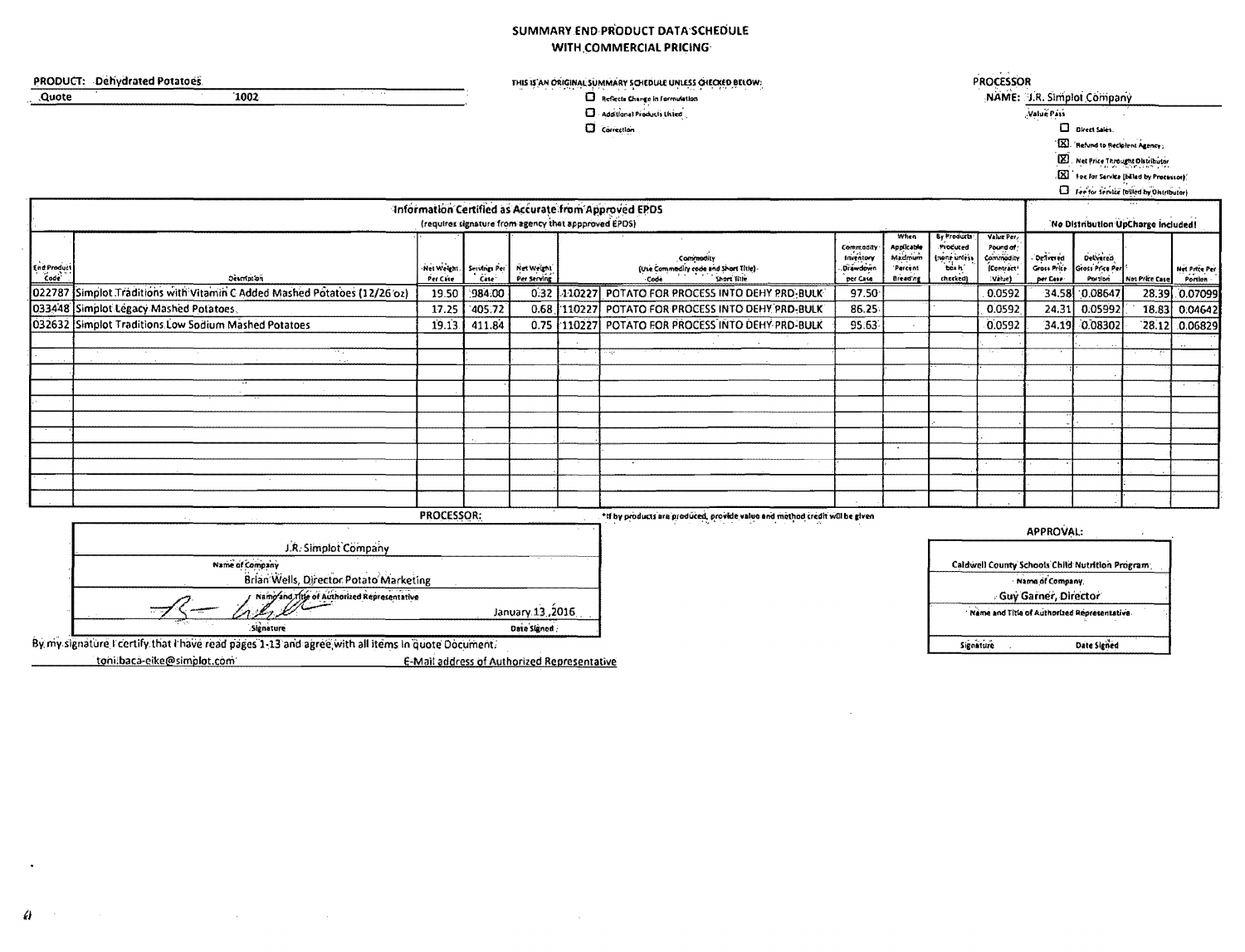# SUMMARY END PRODUCT DATA SCHEDULE WITH COMMERCIAL PRICING

**PRODUCT:** Dehydrated Potatoes

**Quote** 1002

THIS IS AN ORIGINAL SUMMARY SCHEDULE UNLESS CHECKED BELOW:

- ☐ Reflects Change in Formulation
- ☐ Additional Products Listed
- ☐ Correction

**PROCESSOR**

**NAME:** J.R. Simplot Company

Value Pass

- ☐ Direct Sales
- ☒ Refund to Recipient Agency
- ☒ Net Price Through Distributor
- ☒ Fee for Service (billed by Processor)
- ☐ Fee for Service (billed by Distributor)

| Information Certified as Accurate from Approved EPDS (requires signature from agency that appproved EPDS) | | | | | | | | | | | No Distribution UpCharge Included! | | | |
|---|---|---|---|---|---|---|---|---|---|---|---|---|---|---|
| End Product Code | Description | Net Weight Per Case | Servings Per Case | Net Weight Per Serving | Commodity (Use Commodity code and Short Title) Code | Short Title | Commodity Inventory Drawdown per Case | When Applicable Maximum Percent Breading | By Products Produced (none unless box is checked) | Value Per Pound of Commodity (Contract Value) | Delivered Gross Price per Case | Delivered Gross Price Per Portion | Net Price Case | Net Price Per Portion |
| 022787 | Simplot Traditions with Vitamin C Added Mashed Potatoes (12/26 oz) | 19.50 | 984.00 | 0.32 | 110227 | POTATO FOR PROCESS INTO DEHY PRD-BULK | 97.50 | | | 0.0592 | 34.58 | 0.08647 | 28.39 | 0.07099 |
| 033448 | Simplot Legacy Mashed Potatoes | 17.25 | 405.72 | 0.68 | 110227 | POTATO FOR PROCESS INTO DEHY PRD-BULK | 86.25 | | | 0.0592 | 24.31 | 0.05992 | 18.83 | 0.04642 |
| 032632 | Simplot Traditions Low Sodium Mashed Potatoes | 19.13 | 411.84 | 0.75 | 110227 | POTATO FOR PROCESS INTO DEHY PRD-BULK | 95.63 | | | 0.0592 | 34.19 | 0.08302 | 28.12 | 0.06829 |

*If by products are produced, provide value and method credit will be given

**PROCESSOR:**

J.R. Simplot Company
Name of Company

Brian Wells, Director Potato Marketing
Name and Title of Authorized Representative

Signature — January 13, 2016
Date Signed

By my signature I certify that I have read pages 1-13 and agree with all items in quote Document.

toni.baca-eike@simplot.com — E-Mail address of Authorized Representative

**APPROVAL:**

Caldwell County Schools Child Nutrition Program
Name of Company

Guy Garner, Director
Name and Title of Authorized Representative

Signature — Date Signed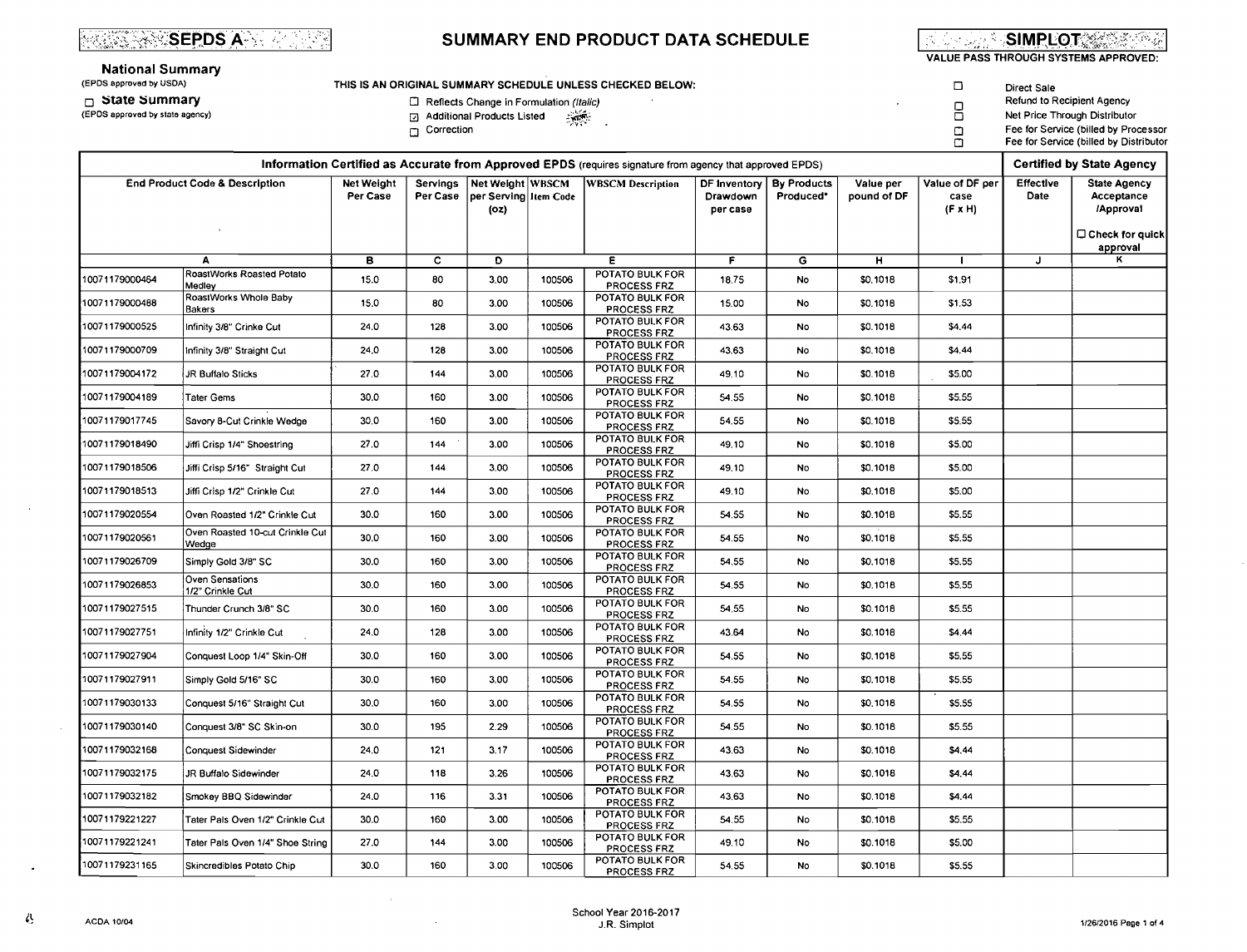SEPDS A

# SUMMARY END PRODUCT DATA SCHEDULE

SIMPLOT

VALUE PASS THROUGH SYSTEMS APPROVED:

**National Summary**
(EPDS approved by USDA)

☐ **State Summary**
(EPDS approved by state agency)

THIS IS AN ORIGINAL SUMMARY SCHEDULE UNLESS CHECKED BELOW:

☐ Reflects Change in Formulation *(Italic)*
☑ Additional Products Listed
☐ Correction

☐ Direct Sale
☐ Refund to Recipient Agency
☐ Net Price Through Distributor
☐ Fee for Service (billed by Processor
☐ Fee for Service (billed by Distributor

| Information Certified as Accurate from Approved EPDS (requires signature from agency that approved EPDS) | | | | | | | | | | | | Certified by State Agency | |
|---|---|---|---|---|---|---|---|---|---|---|---|---|---|
| End Product Code & Description | | Net Weight Per Case | Servings Per Case | Net Weight per Serving (oz) | WBSCM Item Code | WBSCM Description | DF Inventory Drawdown per case | By Products Produced* | Value per pound of DF | Value of DF per case (F x H) | | Effective Date | State Agency Acceptance /Approval ☐ Check for quick approval |
| A | | B | C | D | | E | F | G | H | I | | J | K |
| 10071179000464 | RoastWorks Roasted Potato Medley | 15.0 | 80 | 3.00 | 100506 | POTATO BULK FOR PROCESS FRZ | 18.75 | No | $0.1018 | $1.91 | | | |
| 10071179000488 | RoastWorks Whole Baby Bakers | 15.0 | 80 | 3.00 | 100506 | POTATO BULK FOR PROCESS FRZ | 15.00 | No | $0.1018 | $1.53 | | | |
| 10071179000525 | Infinity 3/8" Crinke Cut | 24.0 | 128 | 3.00 | 100506 | POTATO BULK FOR PROCESS FRZ | 43.63 | No | $0.1018 | $4.44 | | | |
| 10071179000709 | Infinity 3/8" Straight Cut | 24.0 | 128 | 3.00 | 100506 | POTATO BULK FOR PROCESS FRZ | 43.63 | No | $0.1018 | $4.44 | | | |
| 10071179004172 | JR Buffalo Sticks | 27.0 | 144 | 3.00 | 100506 | POTATO BULK FOR PROCESS FRZ | 49.10 | No | $0.1018 | $5.00 | | | |
| 10071179004189 | Tater Gems | 30.0 | 160 | 3.00 | 100506 | POTATO BULK FOR PROCESS FRZ | 54.55 | No | $0.1018 | $5.55 | | | |
| 10071179017745 | Savory 8-Cut Crinkle Wedge | 30.0 | 160 | 3.00 | 100506 | POTATO BULK FOR PROCESS FRZ | 54.55 | No | $0.1018 | $5.55 | | | |
| 10071179018490 | Jiffi Crisp 1/4" Shoestring | 27.0 | 144 | 3.00 | 100506 | POTATO BULK FOR PROCESS FRZ | 49.10 | No | $0.1018 | $5.00 | | | |
| 10071179018506 | Jiffi Crisp 5/16" Straight Cut | 27.0 | 144 | 3.00 | 100506 | POTATO BULK FOR PROCESS FRZ | 49.10 | No | $0.1018 | $5.00 | | | |
| 10071179018513 | Jiffi Crisp 1/2" Crinkle Cut | 27.0 | 144 | 3.00 | 100506 | POTATO BULK FOR PROCESS FRZ | 49.10 | No | $0.1018 | $5.00 | | | |
| 10071179020554 | Oven Roasted 1/2" Crinkle Cut | 30.0 | 160 | 3.00 | 100506 | POTATO BULK FOR PROCESS FRZ | 54.55 | No | $0.1018 | $5.55 | | | |
| 10071179020561 | Oven Roasted 10-cut Crinkle Cut Wedge | 30.0 | 160 | 3.00 | 100506 | POTATO BULK FOR PROCESS FRZ | 54.55 | No | $0.1018 | $5.55 | | | |
| 10071179026709 | Simply Gold 3/8" SC | 30.0 | 160 | 3.00 | 100506 | POTATO BULK FOR PROCESS FRZ | 54.55 | No | $0.1018 | $5.55 | | | |
| 10071179026853 | Oven Sensations 1/2" Crinkle Cut | 30.0 | 160 | 3.00 | 100506 | POTATO BULK FOR PROCESS FRZ | 54.55 | No | $0.1018 | $5.55 | | | |
| 10071179027515 | Thunder Crunch 3/8" SC | 30.0 | 160 | 3.00 | 100506 | POTATO BULK FOR PROCESS FRZ | 54.55 | No | $0.1018 | $5.55 | | | |
| 10071179027751 | Infinity 1/2" Crinkle Cut | 24.0 | 128 | 3.00 | 100506 | POTATO BULK FOR PROCESS FRZ | 43.64 | No | $0.1018 | $4.44 | | | |
| 10071179027904 | Conquest Loop 1/4" Skin-Off | 30.0 | 160 | 3.00 | 100506 | POTATO BULK FOR PROCESS FRZ | 54.55 | No | $0.1018 | $5.55 | | | |
| 10071179027911 | Simply Gold 5/16" SC | 30.0 | 160 | 3.00 | 100506 | POTATO BULK FOR PROCESS FRZ | 54.55 | No | $0.1018 | $5.55 | | | |
| 10071179030133 | Conquest 5/16" Straight Cut | 30.0 | 160 | 3.00 | 100506 | POTATO BULK FOR PROCESS FRZ | 54.55 | No | $0.1018 | $5.55 | | | |
| 10071179030140 | Conquest 3/8" SC Skin-on | 30.0 | 195 | 2.29 | 100506 | POTATO BULK FOR PROCESS FRZ | 54.55 | No | $0.1018 | $5.55 | | | |
| 10071179032168 | Conquest Sidewinder | 24.0 | 121 | 3.17 | 100506 | POTATO BULK FOR PROCESS FRZ | 43.63 | No | $0.1018 | $4.44 | | | |
| 10071179032175 | JR Buffalo Sidewinder | 24.0 | 118 | 3.26 | 100506 | POTATO BULK FOR PROCESS FRZ | 43.63 | No | $0.1018 | $4.44 | | | |
| 10071179032182 | Smokey BBQ Sidewinder | 24.0 | 116 | 3.31 | 100506 | POTATO BULK FOR PROCESS FRZ | 43.63 | No | $0.1018 | $4.44 | | | |
| 10071179221227 | Tater Pals Oven 1/2" Crinkle Cut | 30.0 | 160 | 3.00 | 100506 | POTATO BULK FOR PROCESS FRZ | 54.55 | No | $0.1018 | $5.55 | | | |
| 10071179221241 | Tater Pals Oven 1/4" Shoe String | 27.0 | 144 | 3.00 | 100506 | POTATO BULK FOR PROCESS FRZ | 49.10 | No | $0.1018 | $5.00 | | | |
| 10071179231165 | Skincredibles Potato Chip | 30.0 | 160 | 3.00 | 100506 | POTATO BULK FOR PROCESS FRZ | 54.55 | No | $0.1018 | $5.55 | | | |

ACDA 10/04

School Year 2016-2017
J.R. Simplot

1/26/2016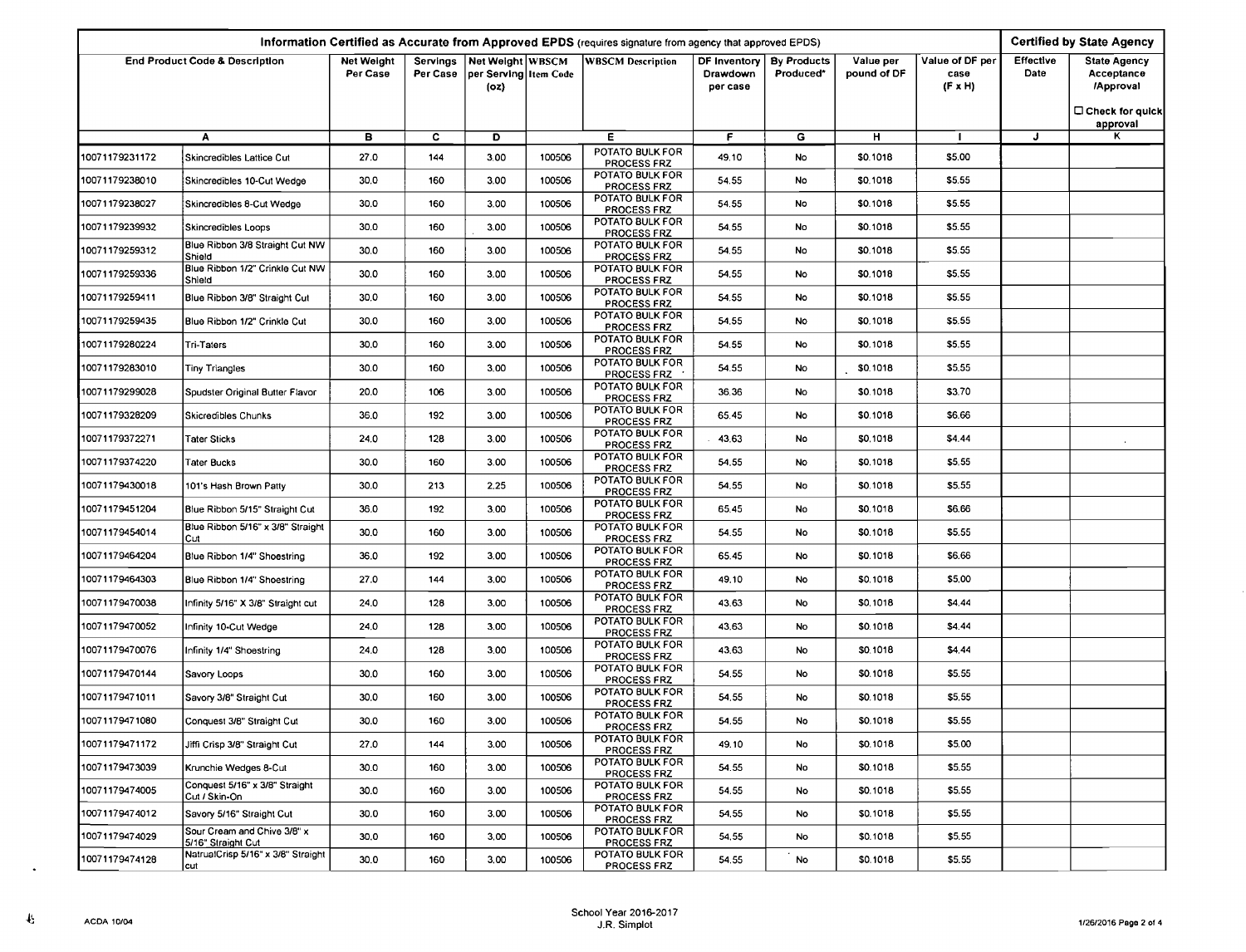| Information Certified as Accurate from Approved EPDS (requires signature from agency that approved EPDS) | | | | | | | | | | | Certified by State Agency | |
|---|---|---|---|---|---|---|---|---|---|---|---|---|
| End Product Code & Description | | Net Weight Per Case | Servings Per Case | Net Weight per Serving (oz) | WBSCM Item Code | WBSCM Description | DF Inventory Drawdown per case | By Products Produced* | Value per pound of DF | Value of DF per case (F x H) | Effective Date | State Agency Acceptance /Approval ☐ Check for quick approval |
| A | | B | C | D | | E | F | G | H | I | J | K |
| 10071179231172 | Skincredibles Lattice Cut | 27.0 | 144 | 3.00 | 100506 | POTATO BULK FOR PROCESS FRZ | 49.10 | No | $0.1018 | $5.00 | | |
| 10071179238010 | Skincredibles 10-Cut Wedge | 30.0 | 160 | 3.00 | 100506 | POTATO BULK FOR PROCESS FRZ | 54.55 | No | $0.1018 | $5.55 | | |
| 10071179238027 | Skincredibles 8-Cut Wedge | 30.0 | 160 | 3.00 | 100506 | POTATO BULK FOR PROCESS FRZ | 54.55 | No | $0.1018 | $5.55 | | |
| 10071179239932 | Skincredibles Loops | 30.0 | 160 | 3.00 | 100506 | POTATO BULK FOR PROCESS FRZ | 54.55 | No | $0.1018 | $5.55 | | |
| 10071179259312 | Blue Ribbon 3/8 Straight Cut NW Shield | 30.0 | 160 | 3.00 | 100506 | POTATO BULK FOR PROCESS FRZ | 54.55 | No | $0.1018 | $5.55 | | |
| 10071179259336 | Blue Ribbon 1/2" Crinkle Cut NW Shield | 30.0 | 160 | 3.00 | 100506 | POTATO BULK FOR PROCESS FRZ | 54.55 | No | $0.1018 | $5.55 | | |
| 10071179259411 | Blue Ribbon 3/8" Straight Cut | 30.0 | 160 | 3.00 | 100506 | POTATO BULK FOR PROCESS FRZ | 54.55 | No | $0.1018 | $5.55 | | |
| 10071179259435 | Blue Ribbon 1/2" Crinkle Cut | 30.0 | 160 | 3.00 | 100506 | POTATO BULK FOR PROCESS FRZ | 54.55 | No | $0.1018 | $5.55 | | |
| 10071179280224 | Tri-Taters | 30.0 | 160 | 3.00 | 100506 | POTATO BULK FOR PROCESS FRZ | 54.55 | No | $0.1018 | $5.55 | | |
| 10071179283010 | Tiny Triangles | 30.0 | 160 | 3.00 | 100506 | POTATO BULK FOR PROCESS FRZ | 54.55 | No | $0.1018 | $5.55 | | |
| 10071179299028 | Spudster Original Butter Flavor | 20.0 | 106 | 3.00 | 100506 | POTATO BULK FOR PROCESS FRZ | 36.36 | No | $0.1018 | $3.70 | | |
| 10071179328209 | Skicredibles Chunks | 36.0 | 192 | 3.00 | 100506 | POTATO BULK FOR PROCESS FRZ | 65.45 | No | $0.1018 | $6.66 | | |
| 10071179372271 | Tater Sticks | 24.0 | 128 | 3.00 | 100506 | POTATO BULK FOR PROCESS FRZ | 43.63 | No | $0.1018 | $4.44 | | |
| 10071179374220 | Tater Bucks | 30.0 | 160 | 3.00 | 100506 | POTATO BULK FOR PROCESS FRZ | 54.55 | No | $0.1018 | $5.55 | | |
| 10071179430018 | 101's Hash Brown Patty | 30.0 | 213 | 2.25 | 100506 | POTATO BULK FOR PROCESS FRZ | 54.55 | No | $0.1018 | $5.55 | | |
| 10071179451204 | Blue Ribbon 5/15" Straight Cut | 36.0 | 192 | 3.00 | 100506 | POTATO BULK FOR PROCESS FRZ | 65.45 | No | $0.1018 | $6.66 | | |
| 10071179454014 | Blue Ribbon 5/16" x 3/8" Straight Cut | 30.0 | 160 | 3.00 | 100506 | POTATO BULK FOR PROCESS FRZ | 54.55 | No | $0.1018 | $5.55 | | |
| 10071179464204 | Blue Ribbon 1/4" Shoestring | 36.0 | 192 | 3.00 | 100506 | POTATO BULK FOR PROCESS FRZ | 65.45 | No | $0.1018 | $6.66 | | |
| 10071179464303 | Blue Ribbon 1/4" Shoestring | 27.0 | 144 | 3.00 | 100506 | POTATO BULK FOR PROCESS FRZ | 49.10 | No | $0.1018 | $5.00 | | |
| 10071179470038 | Infinity 5/16" X 3/8" Straight cut | 24.0 | 128 | 3.00 | 100506 | POTATO BULK FOR PROCESS FRZ | 43.63 | No | $0.1018 | $4.44 | | |
| 10071179470052 | Infinity 10-Cut Wedge | 24.0 | 128 | 3.00 | 100506 | POTATO BULK FOR PROCESS FRZ | 43.63 | No | $0.1018 | $4.44 | | |
| 10071179470076 | Infinity 1/4" Shoestring | 24.0 | 128 | 3.00 | 100506 | POTATO BULK FOR PROCESS FRZ | 43.63 | No | $0.1018 | $4.44 | | |
| 10071179470144 | Savory Loops | 30.0 | 160 | 3.00 | 100506 | POTATO BULK FOR PROCESS FRZ | 54.55 | No | $0.1018 | $5.55 | | |
| 10071179471011 | Savory 3/8" Straight Cut | 30.0 | 160 | 3.00 | 100506 | POTATO BULK FOR PROCESS FRZ | 54.55 | No | $0.1018 | $5.55 | | |
| 10071179471080 | Conquest 3/8" Straight Cut | 30.0 | 160 | 3.00 | 100506 | POTATO BULK FOR PROCESS FRZ | 54.55 | No | $0.1018 | $5.55 | | |
| 10071179471172 | Jiffi Crisp 3/8" Straight Cut | 27.0 | 144 | 3.00 | 100506 | POTATO BULK FOR PROCESS FRZ | 49.10 | No | $0.1018 | $5.00 | | |
| 10071179473039 | Krunchie Wedges 8-Cut | 30.0 | 160 | 3.00 | 100506 | POTATO BULK FOR PROCESS FRZ | 54.55 | No | $0.1018 | $5.55 | | |
| 10071179474005 | Conquest 5/16" x 3/8" Straight Cut / Skin-On | 30.0 | 160 | 3.00 | 100506 | POTATO BULK FOR PROCESS FRZ | 54.55 | No | $0.1018 | $5.55 | | |
| 10071179474012 | Savory 5/16" Straight Cut | 30.0 | 160 | 3.00 | 100506 | POTATO BULK FOR PROCESS FRZ | 54.55 | No | $0.1018 | $5.55 | | |
| 10071179474029 | Sour Cream and Chive 3/8" x 5/16" Straight Cut | 30.0 | 160 | 3.00 | 100506 | POTATO BULK FOR PROCESS FRZ | 54.55 | No | $0.1018 | $5.55 | | |
| 10071179474128 | NatrualCrisp 5/16" x 3/8" Straight cut | 30.0 | 160 | 3.00 | 100506 | POTATO BULK FOR PROCESS FRZ | 54.55 | No | $0.1018 | $5.55 | | |

ACDA 10/04

School Year 2016-2017
J.R. Simplot

1/26/2016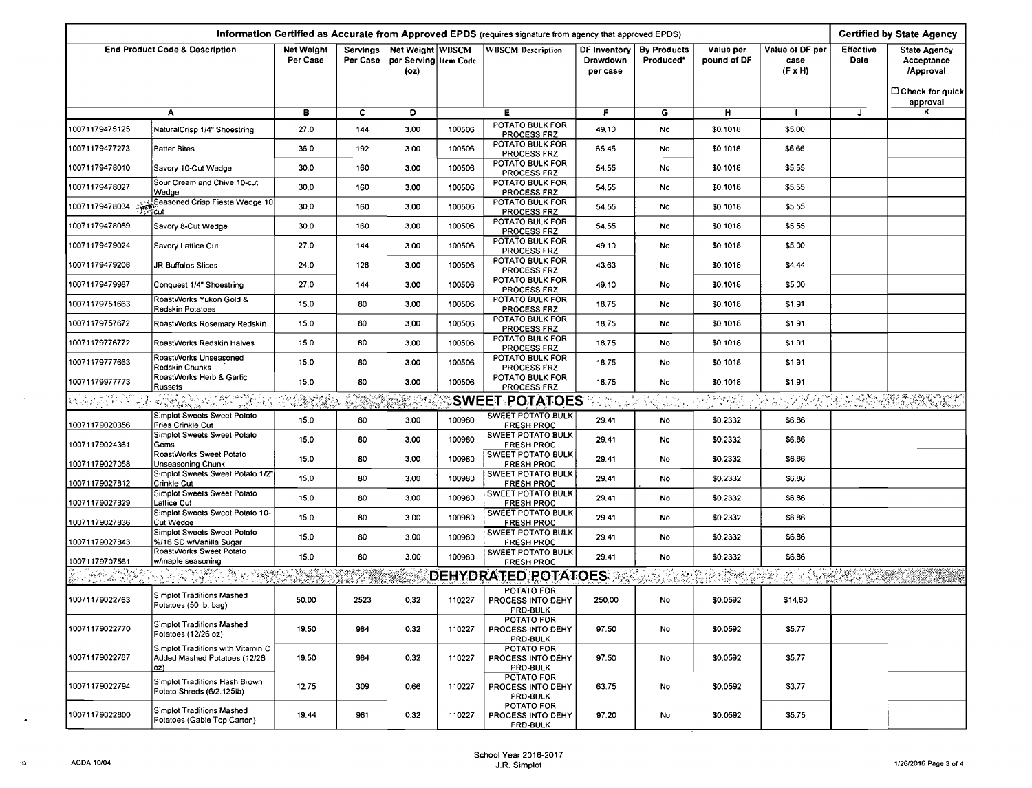| Information Certified as Accurate from Approved EPDS (requires signature from agency that approved EPDS) | | | | | | | | | | | Certified by State Agency | |
|---|---|---|---|---|---|---|---|---|---|---|---|---|
| End Product Code & Description | | Net Weight Per Case | Servings Per Case | Net Weight per Serving (oz) | WBSCM Item Code | WBSCM Description | DF Inventory Drawdown per case | By Products Produced* | Value per pound of DF | Value of DF per case (F x H) | Effective Date | State Agency Acceptance /Approval ☐ Check for quick approval |
| A | | B | C | D | E | | F | G | H | I | J | K |
| 10071179475125 | NaturalCrisp 1/4" Shoestring | 27.0 | 144 | 3.00 | 100506 | POTATO BULK FOR PROCESS FRZ | 49.10 | No | $0.1018 | $5.00 | | |
| 10071179477273 | Batter Bites | 36.0 | 192 | 3.00 | 100506 | POTATO BULK FOR PROCESS FRZ | 65.45 | No | $0.1018 | $6.66 | | |
| 10071179478010 | Savory 10-Cut Wedge | 30.0 | 160 | 3.00 | 100506 | POTATO BULK FOR PROCESS FRZ | 54.55 | No | $0.1018 | $5.55 | | |
| 10071179478027 | Sour Cream and Chive 10-cut Wedge | 30.0 | 160 | 3.00 | 100506 | POTATO BULK FOR PROCESS FRZ | 54.55 | No | $0.1018 | $5.55 | | |
| 10071179478034 | NEW! Seasoned Crisp Fiesta Wedge 10 cut | 30.0 | 160 | 3.00 | 100506 | POTATO BULK FOR PROCESS FRZ | 54.55 | No | $0.1018 | $5.55 | | |
| 10071179478089 | Savory 8-Cut Wedge | 30.0 | 160 | 3.00 | 100506 | POTATO BULK FOR PROCESS FRZ | 54.55 | No | $0.1018 | $5.55 | | |
| 10071179479024 | Savory Lattice Cut | 27.0 | 144 | 3.00 | 100506 | POTATO BULK FOR PROCESS FRZ | 49.10 | No | $0.1018 | $5.00 | | |
| 10071179479208 | JR Buffalos Slices | 24.0 | 128 | 3.00 | 100506 | POTATO BULK FOR PROCESS FRZ | 43.63 | No | $0.1018 | $4.44 | | |
| 10071179479987 | Conquest 1/4" Shoestring | 27.0 | 144 | 3.00 | 100506 | POTATO BULK FOR PROCESS FRZ | 49.10 | No | $0.1018 | $5.00 | | |
| 10071179751663 | RoastWorks Yukon Gold & Redskin Potatoes | 15.0 | 80 | 3.00 | 100506 | POTATO BULK FOR PROCESS FRZ | 18.75 | No | $0.1018 | $1.91 | | |
| 10071179757672 | RoastWorks Rosemary Redskin | 15.0 | 80 | 3.00 | 100506 | POTATO BULK FOR PROCESS FRZ | 18.75 | No | $0.1018 | $1.91 | | |
| 10071179776772 | RoastWorks Redskin Halves | 15.0 | 80 | 3.00 | 100506 | POTATO BULK FOR PROCESS FRZ | 18.75 | No | $0.1018 | $1.91 | | |
| 10071179777663 | RoastWorks Unseasoned Redskin Chunks | 15.0 | 80 | 3.00 | 100506 | POTATO BULK FOR PROCESS FRZ | 18.75 | No | $0.1018 | $1.91 | | |
| 10071179977773 | RoastWorks Herb & Garlic Russets | 15.0 | 80 | 3.00 | 100506 | POTATO BULK FOR PROCESS FRZ | 18.75 | No | $0.1018 | $1.91 | | |
| **SWEET POTATOES** | | | | | | | | | | | | |
| 10071179020356 | Simplot Sweets Sweet Potato Fries Crinkle Cut | 15.0 | 80 | 3.00 | 100980 | SWEET POTATO BULK FRESH PROC | 29.41 | No | $0.2332 | $6.86 | | |
| 10071179024361 | Simplot Sweets Sweet Potato Gems | 15.0 | 80 | 3.00 | 100980 | SWEET POTATO BULK FRESH PROC | 29.41 | No | $0.2332 | $6.86 | | |
| 10071179027058 | RoastWorks Sweet Potato Unseasoning Chunk | 15.0 | 80 | 3.00 | 100980 | SWEET POTATO BULK FRESH PROC | 29.41 | No | $0.2332 | $6.86 | | |
| 10071179027812 | Simplot Sweets Sweet Potato 1/2" Crinkle Cut | 15.0 | 80 | 3.00 | 100980 | SWEET POTATO BULK FRESH PROC | 29.41 | No | $0.2332 | $6.86 | | |
| 10071179027829 | Simplot Sweets Sweet Potato Lattice Cut | 15.0 | 80 | 3.00 | 100980 | SWEET POTATO BULK FRESH PROC | 29.41 | No | $0.2332 | $6.86 | | |
| 10071179027836 | Simplot Sweets Sweet Potato 10-Cut Wedge | 15.0 | 80 | 3.00 | 100980 | SWEET POTATO BULK FRESH PROC | 29.41 | No | $0.2332 | $6.86 | | |
| 10071179027843 | Simplot Sweets Sweet Potato %/16 SC w/Vanilla Sugar | 15.0 | 80 | 3.00 | 100980 | SWEET POTATO BULK FRESH PROC | 29.41 | No | $0.2332 | $6.86 | | |
| 10071179707561 | RoastWorks Sweet Potato w/maple seasoning | 15.0 | 80 | 3.00 | 100980 | SWEET POTATO BULK FRESH PROC | 29.41 | No | $0.2332 | $6.86 | | |
| **DEHYDRATED POTATOES** | | | | | | | | | | | | |
| 10071179022763 | Simplot Traditions Mashed Potatoes (50 lb. bag) | 50.00 | 2523 | 0.32 | 110227 | POTATO FOR PROCESS INTO DEHY PRD-BULK | 250.00 | No | $0.0592 | $14.80 | | |
| 10071179022770 | Simplot Traditions Mashed Potatoes (12/26 oz) | 19.50 | 984 | 0.32 | 110227 | POTATO FOR PROCESS INTO DEHY PRD-BULK | 97.50 | No | $0.0592 | $5.77 | | |
| 10071179022787 | Simplot Traditions with Vitamin C Added Mashed Potatoes (12/26 oz) | 19.50 | 984 | 0.32 | 110227 | POTATO FOR PROCESS INTO DEHY PRD-BULK | 97.50 | No | $0.0592 | $5.77 | | |
| 10071179022794 | Simplot Traditions Hash Brown Potato Shreds (6/2.125lb) | 12.75 | 309 | 0.66 | 110227 | POTATO FOR PROCESS INTO DEHY PRD-BULK | 63.75 | No | $0.0592 | $3.77 | | |
| 10071179022800 | Simplot Traditions Mashed Potatoes (Gable Top Carton) | 19.44 | 981 | 0.32 | 110227 | POTATO FOR PROCESS INTO DEHY PRD-BULK | 97.20 | No | $0.0592 | $5.75 | | |

ACDA 10/04

School Year 2016-2017
J.R. Simplot

1/26/2016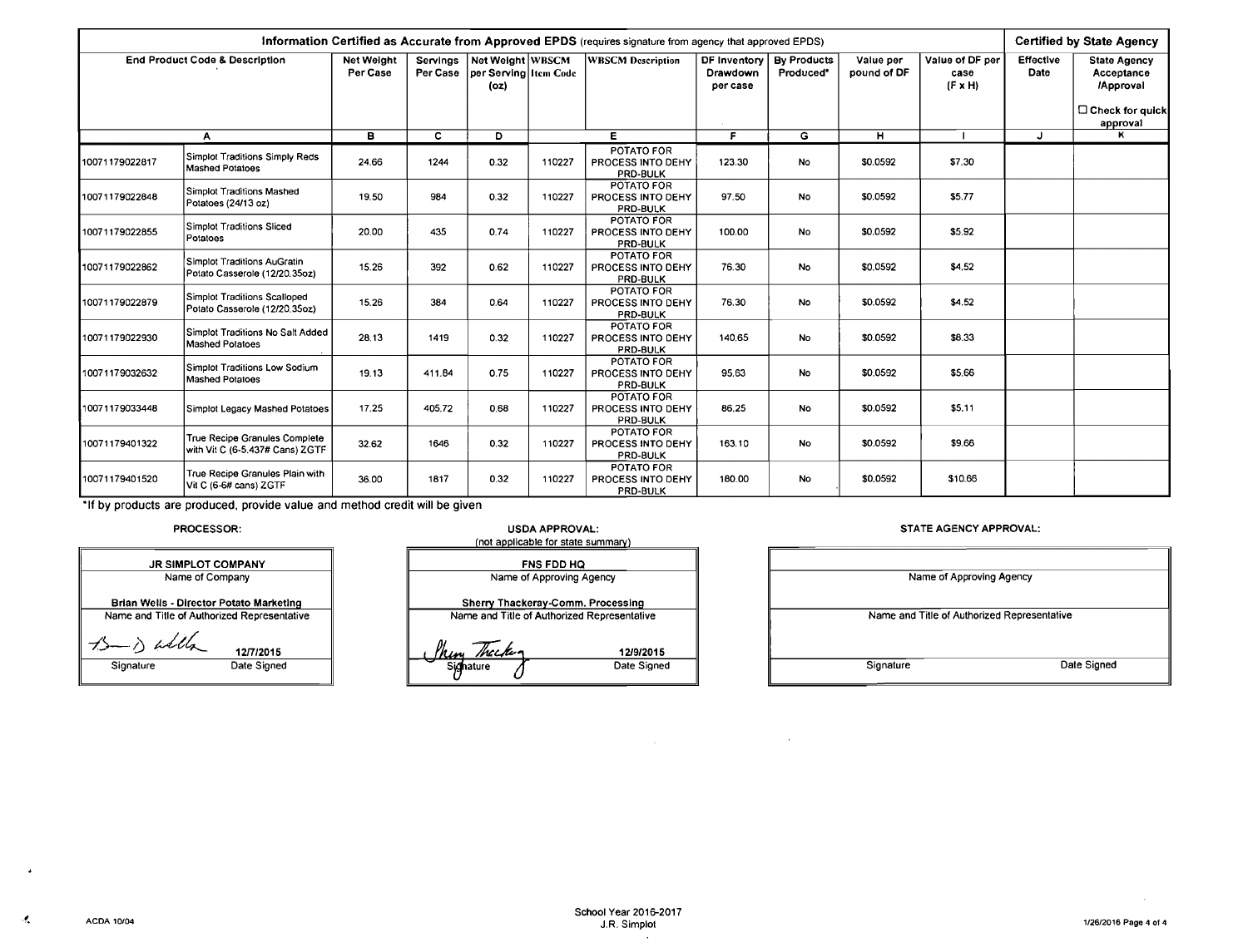| Information Certified as Accurate from Approved EPDS (requires signature from agency that approved EPDS) | | | | | | | | | | | | Certified by State Agency | |
|---|---|---|---|---|---|---|---|---|---|---|---|---|---|
| End Product Code & Description | | Net Weight Per Case | Servings Per Case | Net Weight per Serving (oz) | WBSCM Item Code | WBSCM Description | DF Inventory Drawdown per case | By Products Produced* | Value per pound of DF | Value of DF per case (F x H) | Effective Date | State Agency Acceptance /Approval ☐ Check for quick approval |
| A | | B | C | D | | E | F | G | H | I | J | K |
| 10071179022817 | Simplot Traditions Simply Reds Mashed Potatoes | 24.66 | 1244 | 0.32 | 110227 | POTATO FOR PROCESS INTO DEHY PRD-BULK | 123.30 | No | $0.0592 | $7.30 | | |
| 10071179022848 | Simplot Traditions Mashed Potatoes (24/13 oz) | 19.50 | 984 | 0.32 | 110227 | POTATO FOR PROCESS INTO DEHY PRD-BULK | 97.50 | No | $0.0592 | $5.77 | | |
| 10071179022855 | Simplot Traditions Sliced Potatoes | 20.00 | 435 | 0.74 | 110227 | POTATO FOR PROCESS INTO DEHY PRD-BULK | 100.00 | No | $0.0592 | $5.92 | | |
| 10071179022862 | Simplot Traditions AuGratin Potato Casserole (12/20.35oz) | 15.26 | 392 | 0.62 | 110227 | POTATO FOR PROCESS INTO DEHY PRD-BULK | 76.30 | No | $0.0592 | $4.52 | | |
| 10071179022879 | Simplot Traditions Scalloped Potato Casserole (12/20.35oz) | 15.26 | 384 | 0.64 | 110227 | POTATO FOR PROCESS INTO DEHY PRD-BULK | 76.30 | No | $0.0592 | $4.52 | | |
| 10071179022930 | Simplot Traditions No Salt Added Mashed Potatoes | 28.13 | 1419 | 0.32 | 110227 | POTATO FOR PROCESS INTO DEHY PRD-BULK | 140.65 | No | $0.0592 | $8.33 | | |
| 10071179032632 | Simplot Traditions Low Sodium Mashed Potatoes | 19.13 | 411.84 | 0.75 | 110227 | POTATO FOR PROCESS INTO DEHY PRD-BULK | 95.63 | No | $0.0592 | $5.66 | | |
| 10071179033448 | Simplot Legacy Mashed Potatoes | 17.25 | 405.72 | 0.68 | 110227 | POTATO FOR PROCESS INTO DEHY PRD-BULK | 86.25 | No | $0.0592 | $5.11 | | |
| 10071179401322 | True Recipe Granules Complete with Vit C (6-5.437# Cans) ZGTF | 32.62 | 1646 | 0.32 | 110227 | POTATO FOR PROCESS INTO DEHY PRD-BULK | 163.10 | No | $0.0592 | $9.66 | | |
| 10071179401520 | True Recipe Granules Plain with Vit C (6-6# cans) ZGTF | 36.00 | 1817 | 0.32 | 110227 | POTATO FOR PROCESS INTO DEHY PRD-BULK | 180.00 | No | $0.0592 | $10.66 | | |

*If by products are produced, provide value and method credit will be given

**PROCESSOR:**

JR SIMPLOT COMPANY
Name of Company

Brian Wells - Director Potato Marketing
Name and Title of Authorized Representative

[Signature] 12/7/2015
Signature Date Signed

**USDA APPROVAL:**
(not applicable for state summary)

FNS FDD HQ
Name of Approving Agency

Sherry Thackeray-Comm. Processing
Name and Title of Authorized Representative

[Signature] 12/9/2015
Signature Date Signed

**STATE AGENCY APPROVAL:**

Name of Approving Agency

Name and Title of Authorized Representative

Signature Date Signed

ACDA 10/04

School Year 2016-2017
J.R. Simplot